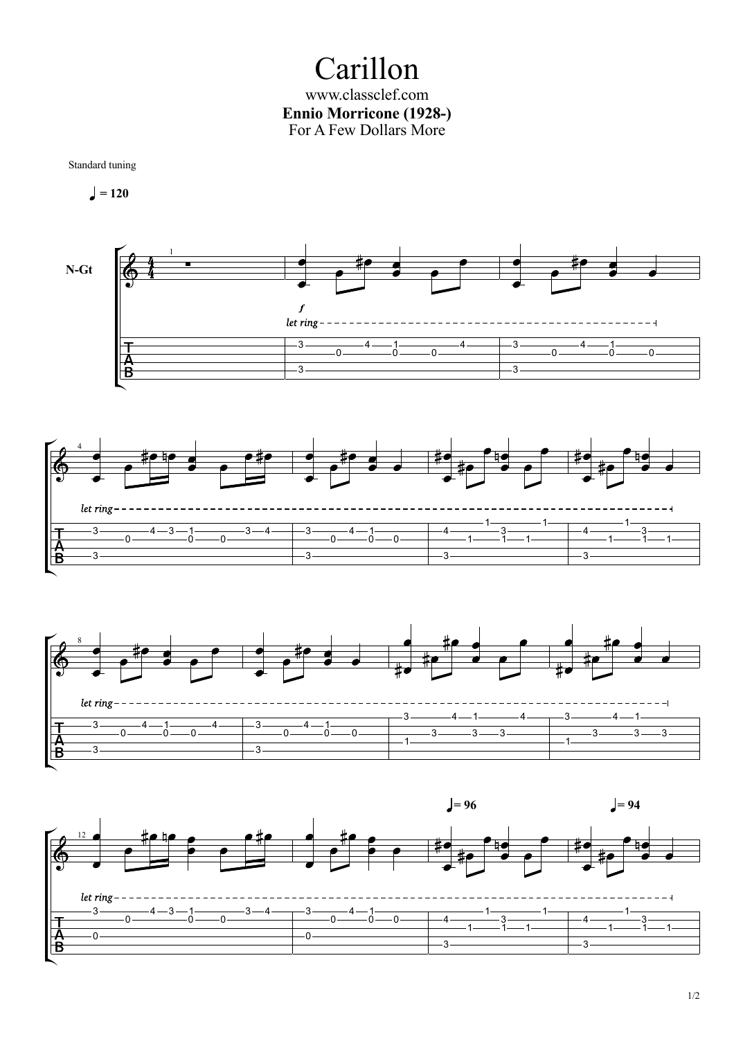# Carillon

www.classclef.com

**Ennio Morricone (1928-)**

For A Few Dollars More

Standard tuning

♩ = 120

N-Gt